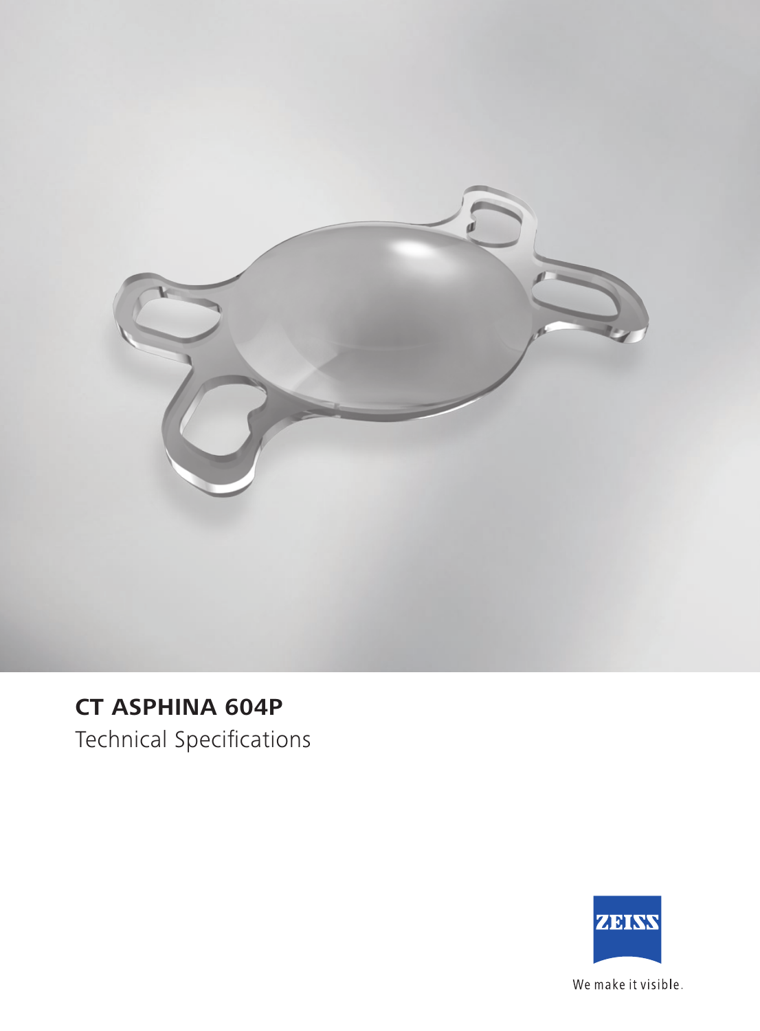# CT ASPHINA 604P

Technical Specifications

ZEISS

We make it visible.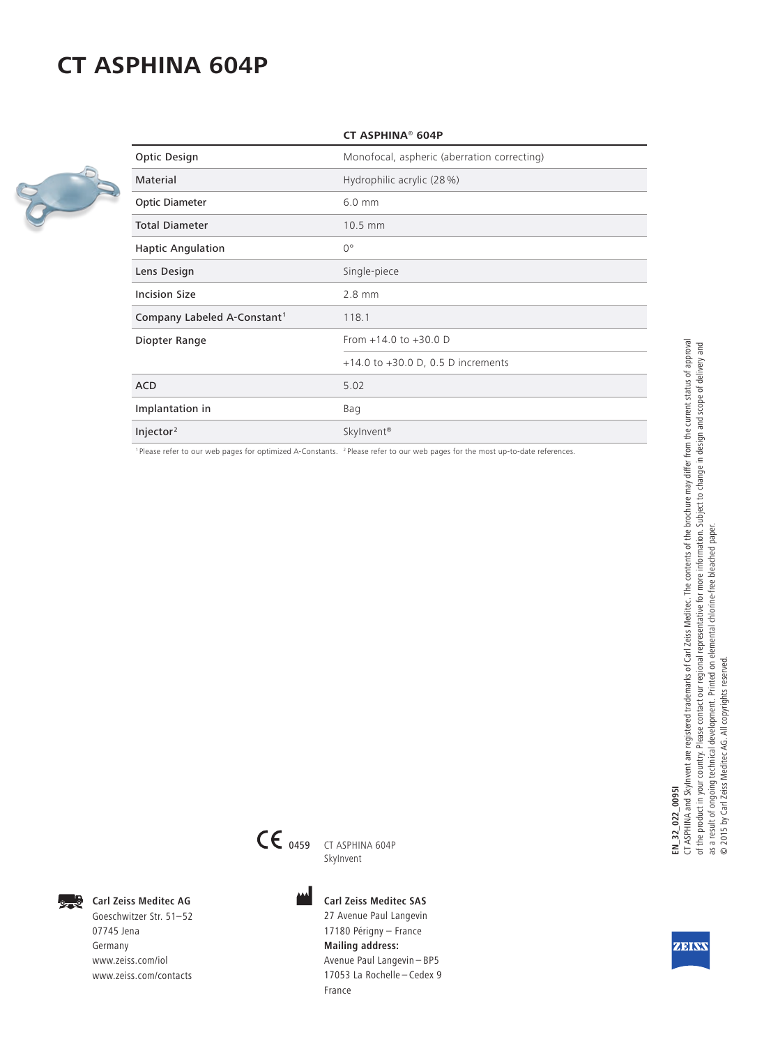# CT ASPHINA 604P

| | CT ASPHINA® 604P |
|---|---|
| Optic Design | Monofocal, aspheric (aberration correcting) |
| Material | Hydrophilic acrylic (28 %) |
| Optic Diameter | 6.0 mm |
| Total Diameter | 10.5 mm |
| Haptic Angulation | 0° |
| Lens Design | Single-piece |
| Incision Size | 2.8 mm |
| Company Labeled A-Constant[1] | 118.1 |
| Diopter Range | From +14.0 to +30.0 D |
| | +14.0 to +30.0 D, 0.5 D increments |
| ACD | 5.02 |
| Implantation in | Bag |
| Injector[2] | SkyInvent® |

[1] Please refer to our web pages for optimized A-Constants. [2] Please refer to our web pages for the most up-to-date references.

CE 0459 CT ASPHINA 604P
SkyInvent

**Carl Zeiss Meditec AG**
Goeschwitzer Str. 51–52
07745 Jena
Germany
www.zeiss.com/iol
www.zeiss.com/contacts

**Carl Zeiss Meditec SAS**
27 Avenue Paul Langevin
17180 Périgny – France
**Mailing address:**
Avenue Paul Langevin – BP5
17053 La Rochelle – Cedex 9
France

EN_32_022_0095I
CT ASPHINA and SkyInvent are registered trademarks of Carl Zeiss Meditec. The contents of the brochure may differ from the current status of approval of the product in your country. Please contact our regional representative for more information. Subject to change in design and scope of delivery and as a result of ongoing technical development. Printed on elemental chlorine-free bleached paper.
© 2015 by Carl Zeiss Meditec AG. All copyrights reserved.

ZEISS